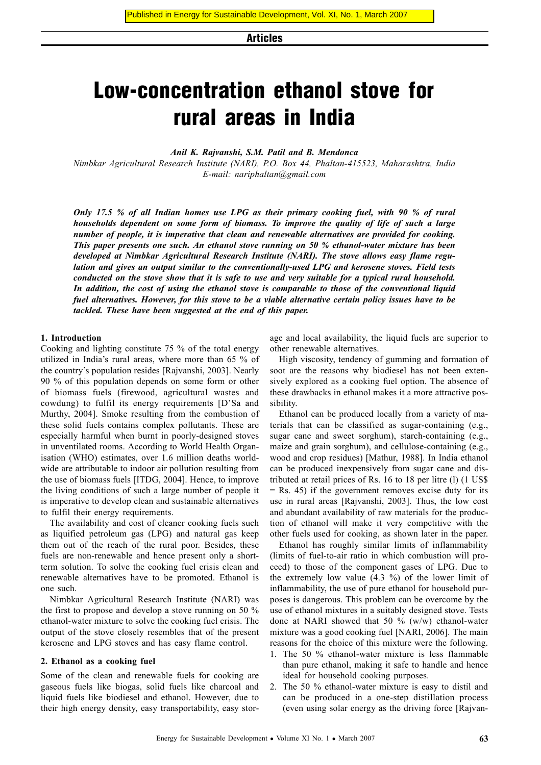Published in Energy for Sustainable Development, Vol. XI, No. 1, March 2007

**Articles**

# Low-concentration ethanol stove for rural areas in India

***Anil K. Rajvanshi, S.M. Patil and B. Mendonca***

*Nimbkar Agricultural Research Institute (NARI), P.O. Box 44, Phaltan-415523, Maharashtra, India*
*E-mail: nariphaltan@gmail.com*

***Only 17.5 % of all Indian homes use LPG as their primary cooking fuel, with 90 % of rural households dependent on some form of biomass. To improve the quality of life of such a large number of people, it is imperative that clean and renewable alternatives are provided for cooking. This paper presents one such. An ethanol stove running on 50 % ethanol-water mixture has been developed at Nimbkar Agricultural Research Institute (NARI). The stove allows easy flame regulation and gives an output similar to the conventionally-used LPG and kerosene stoves. Field tests conducted on the stove show that it is safe to use and very suitable for a typical rural household. In addition, the cost of using the ethanol stove is comparable to those of the conventional liquid fuel alternatives. However, for this stove to be a viable alternative certain policy issues have to be tackled. These have been suggested at the end of this paper.***

## 1. Introduction

Cooking and lighting constitute 75 % of the total energy utilized in India's rural areas, where more than 65 % of the country's population resides [Rajvanshi, 2003]. Nearly 90 % of this population depends on some form or other of biomass fuels (firewood, agricultural wastes and cowdung) to fulfil its energy requirements [D'Sa and Murthy, 2004]. Smoke resulting from the combustion of these solid fuels contains complex pollutants. These are especially harmful when burnt in poorly-designed stoves in unventilated rooms. According to World Health Organisation (WHO) estimates, over 1.6 million deaths worldwide are attributable to indoor air pollution resulting from the use of biomass fuels [ITDG, 2004]. Hence, to improve the living conditions of such a large number of people it is imperative to develop clean and sustainable alternatives to fulfil their energy requirements.

The availability and cost of cleaner cooking fuels such as liquified petroleum gas (LPG) and natural gas keep them out of the reach of the rural poor. Besides, these fuels are non-renewable and hence present only a short-term solution. To solve the cooking fuel crisis clean and renewable alternatives have to be promoted. Ethanol is one such.

Nimbkar Agricultural Research Institute (NARI) was the first to propose and develop a stove running on 50 % ethanol-water mixture to solve the cooking fuel crisis. The output of the stove closely resembles that of the present kerosene and LPG stoves and has easy flame control.

## 2. Ethanol as a cooking fuel

Some of the clean and renewable fuels for cooking are gaseous fuels like biogas, solid fuels like charcoal and liquid fuels like biodiesel and ethanol. However, due to their high energy density, easy transportability, easy storage and local availability, the liquid fuels are superior to other renewable alternatives.

High viscosity, tendency of gumming and formation of soot are the reasons why biodiesel has not been extensively explored as a cooking fuel option. The absence of these drawbacks in ethanol makes it a more attractive possibility.

Ethanol can be produced locally from a variety of materials that can be classified as sugar-containing (e.g., sugar cane and sweet sorghum), starch-containing (e.g., maize and grain sorghum), and cellulose-containing (e.g., wood and crop residues) [Mathur, 1988]. In India ethanol can be produced inexpensively from sugar cane and distributed at retail prices of Rs. 16 to 18 per litre (l) (1 US$ = Rs. 45) if the government removes excise duty for its use in rural areas [Rajvanshi, 2003]. Thus, the low cost and abundant availability of raw materials for the production of ethanol will make it very competitive with the other fuels used for cooking, as shown later in the paper.

Ethanol has roughly similar limits of inflammability (limits of fuel-to-air ratio in which combustion will proceed) to those of the component gases of LPG. Due to the extremely low value (4.3 %) of the lower limit of inflammability, the use of pure ethanol for household purposes is dangerous. This problem can be overcome by the use of ethanol mixtures in a suitably designed stove. Tests done at NARI showed that 50 % (w/w) ethanol-water mixture was a good cooking fuel [NARI, 2006]. The main reasons for the choice of this mixture were the following.

1. The 50 % ethanol-water mixture is less flammable than pure ethanol, making it safe to handle and hence ideal for household cooking purposes.
2. The 50 % ethanol-water mixture is easy to distil and can be produced in a one-step distillation process (even using solar energy as the driving force [Rajvan-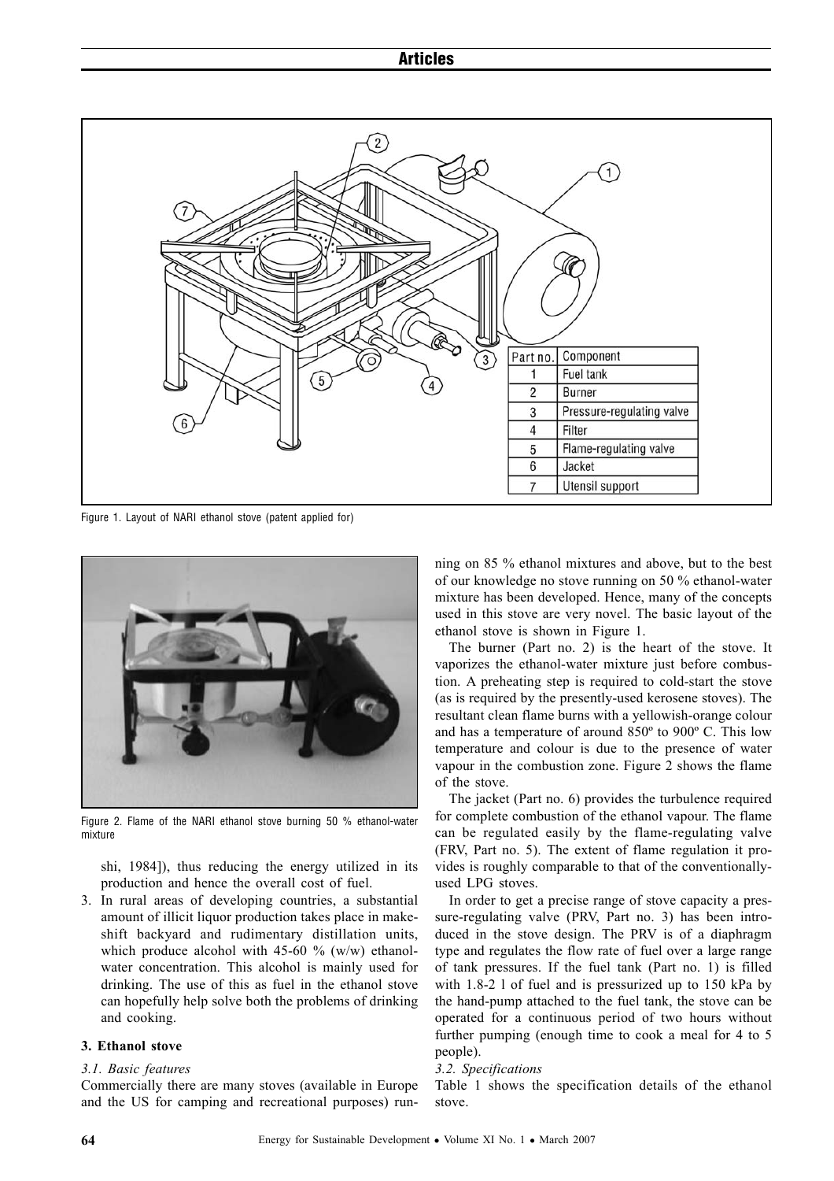| Part no. | Component |
|---|---|
| 1 | Fuel tank |
| 2 | Burner |
| 3 | Pressure-regulating valve |
| 4 | Filter |
| 5 | Flame-regulating valve |
| 6 | Jacket |
| 7 | Utensil support |

Figure 1. Layout of NARI ethanol stove (patent applied for)

Figure 2. Flame of the NARI ethanol stove burning 50 % ethanol-water mixture

shi, 1984]), thus reducing the energy utilized in its production and hence the overall cost of fuel.

3. In rural areas of developing countries, a substantial amount of illicit liquor production takes place in makeshift backyard and rudimentary distillation units, which produce alcohol with 45-60 % (w/w) ethanol-water concentration. This alcohol is mainly used for drinking. The use of this as fuel in the ethanol stove can hopefully help solve both the problems of drinking and cooking.

## 3. Ethanol stove

### *3.1. Basic features*

Commercially there are many stoves (available in Europe and the US for camping and recreational purposes) running on 85 % ethanol mixtures and above, but to the best of our knowledge no stove running on 50 % ethanol-water mixture has been developed. Hence, many of the concepts used in this stove are very novel. The basic layout of the ethanol stove is shown in Figure 1.

The burner (Part no. 2) is the heart of the stove. It vaporizes the ethanol-water mixture just before combustion. A preheating step is required to cold-start the stove (as is required by the presently-used kerosene stoves). The resultant clean flame burns with a yellowish-orange colour and has a temperature of around 850º to 900º C. This low temperature and colour is due to the presence of water vapour in the combustion zone. Figure 2 shows the flame of the stove.

The jacket (Part no. 6) provides the turbulence required for complete combustion of the ethanol vapour. The flame can be regulated easily by the flame-regulating valve (FRV, Part no. 5). The extent of flame regulation it provides is roughly comparable to that of the conventionally-used LPG stoves.

In order to get a precise range of stove capacity a pressure-regulating valve (PRV, Part no. 3) has been introduced in the stove design. The PRV is of a diaphragm type and regulates the flow rate of fuel over a large range of tank pressures. If the fuel tank (Part no. 1) is filled with 1.8-2 l of fuel and is pressurized up to 150 kPa by the hand-pump attached to the fuel tank, the stove can be operated for a continuous period of two hours without further pumping (enough time to cook a meal for 4 to 5 people).

### *3.2. Specifications*

Table 1 shows the specification details of the ethanol stove.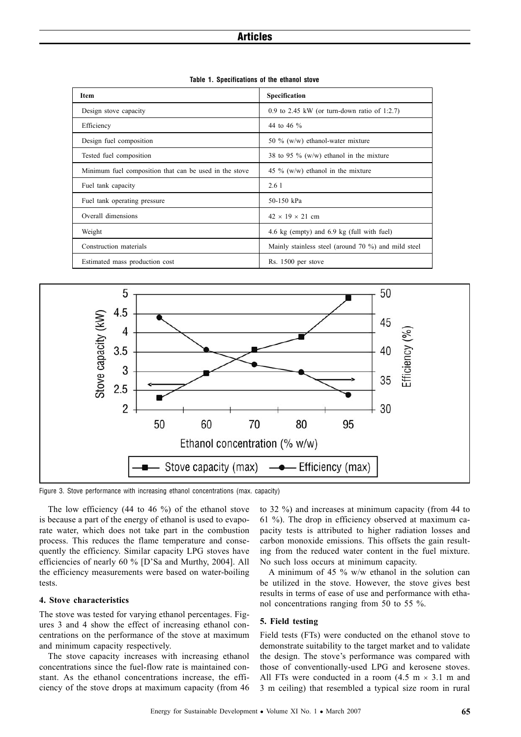**Table 1. Specifications of the ethanol stove**

| Item | Specification |
|---|---|
| Design stove capacity | 0.9 to 2.45 kW (or turn-down ratio of 1:2.7) |
| Efficiency | 44 to 46 % |
| Design fuel composition | 50 % (w/w) ethanol-water mixture |
| Tested fuel composition | 38 to 95 % (w/w) ethanol in the mixture |
| Minimum fuel composition that can be used in the stove | 45 % (w/w) ethanol in the mixture |
| Fuel tank capacity | 2.6 l |
| Fuel tank operating pressure | 50-150 kPa |
| Overall dimensions | 42 × 19 × 21 cm |
| Weight | 4.6 kg (empty) and 6.9 kg (full with fuel) |
| Construction materials | Mainly stainless steel (around 70 %) and mild steel |
| Estimated mass production cost | Rs. 1500 per stove |

Figure 3. Stove performance with increasing ethanol concentrations (max. capacity)

The low efficiency (44 to 46 %) of the ethanol stove is because a part of the energy of ethanol is used to evaporate water, which does not take part in the combustion process. This reduces the flame temperature and consequently the efficiency. Similar capacity LPG stoves have efficiencies of nearly 60 % [D'Sa and Murthy, 2004]. All the efficiency measurements were based on water-boiling tests.

#### 4. Stove characteristics

The stove was tested for varying ethanol percentages. Figures 3 and 4 show the effect of increasing ethanol concentrations on the performance of the stove at maximum and minimum capacity respectively.

The stove capacity increases with increasing ethanol concentrations since the fuel-flow rate is maintained constant. As the ethanol concentrations increase, the efficiency of the stove drops at maximum capacity (from 46 to 32 %) and increases at minimum capacity (from 44 to 61 %). The drop in efficiency observed at maximum capacity tests is attributed to higher radiation losses and carbon monoxide emissions. This offsets the gain resulting from the reduced water content in the fuel mixture. No such loss occurs at minimum capacity.

A minimum of 45 % w/w ethanol in the solution can be utilized in the stove. However, the stove gives best results in terms of ease of use and performance with ethanol concentrations ranging from 50 to 55 %.

#### 5. Field testing

Field tests (FTs) were conducted on the ethanol stove to demonstrate suitability to the target market and to validate the design. The stove's performance was compared with those of conventionally-used LPG and kerosene stoves. All FTs were conducted in a room (4.5 m × 3.1 m and 3 m ceiling) that resembled a typical size room in rural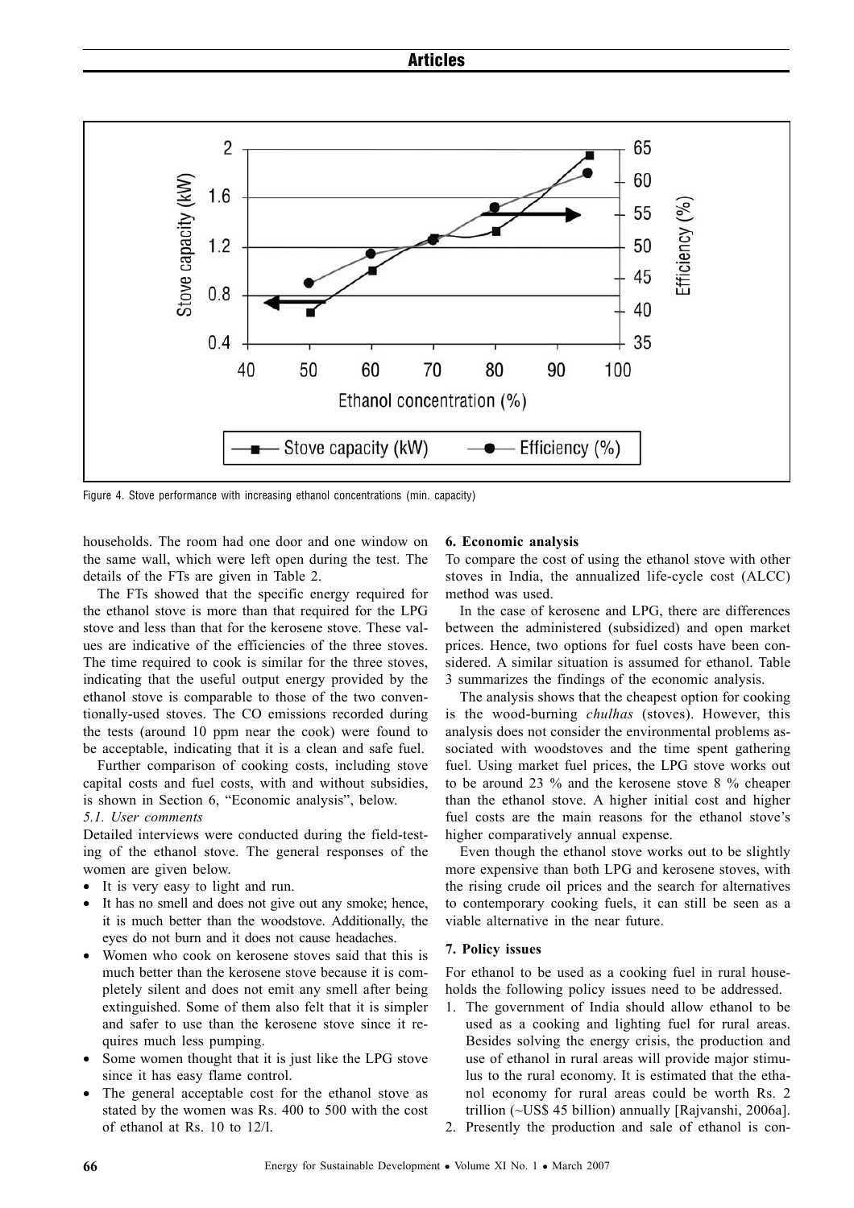Figure 4. Stove performance with increasing ethanol concentrations (min. capacity)

households. The room had one door and one window on the same wall, which were left open during the test. The details of the FTs are given in Table 2.

The FTs showed that the specific energy required for the ethanol stove is more than that required for the LPG stove and less than that for the kerosene stove. These values are indicative of the efficiencies of the three stoves. The time required to cook is similar for the three stoves, indicating that the useful output energy provided by the ethanol stove is comparable to those of the two conventionally-used stoves. The CO emissions recorded during the tests (around 10 ppm near the cook) were found to be acceptable, indicating that it is a clean and safe fuel.

Further comparison of cooking costs, including stove capital costs and fuel costs, with and without subsidies, is shown in Section 6, "Economic analysis", below.

### *5.1. User comments*

Detailed interviews were conducted during the field-testing of the ethanol stove. The general responses of the women are given below.

- It is very easy to light and run.
- It has no smell and does not give out any smoke; hence, it is much better than the woodstove. Additionally, the eyes do not burn and it does not cause headaches.
- Women who cook on kerosene stoves said that this is much better than the kerosene stove because it is completely silent and does not emit any smell after being extinguished. Some of them also felt that it is simpler and safer to use than the kerosene stove since it requires much less pumping.
- Some women thought that it is just like the LPG stove since it has easy flame control.
- The general acceptable cost for the ethanol stove as stated by the women was Rs. 400 to 500 with the cost of ethanol at Rs. 10 to 12/l.

## 6. Economic analysis

To compare the cost of using the ethanol stove with other stoves in India, the annualized life-cycle cost (ALCC) method was used.

In the case of kerosene and LPG, there are differences between the administered (subsidized) and open market prices. Hence, two options for fuel costs have been considered. A similar situation is assumed for ethanol. Table 3 summarizes the findings of the economic analysis.

The analysis shows that the cheapest option for cooking is the wood-burning *chulhas* (stoves). However, this analysis does not consider the environmental problems associated with woodstoves and the time spent gathering fuel. Using market fuel prices, the LPG stove works out to be around 23 % and the kerosene stove 8 % cheaper than the ethanol stove. A higher initial cost and higher fuel costs are the main reasons for the ethanol stove's higher comparatively annual expense.

Even though the ethanol stove works out to be slightly more expensive than both LPG and kerosene stoves, with the rising crude oil prices and the search for alternatives to contemporary cooking fuels, it can still be seen as a viable alternative in the near future.

## 7. Policy issues

For ethanol to be used as a cooking fuel in rural households the following policy issues need to be addressed.

1. The government of India should allow ethanol to be used as a cooking and lighting fuel for rural areas. Besides solving the energy crisis, the production and use of ethanol in rural areas will provide major stimulus to the rural economy. It is estimated that the ethanol economy for rural areas could be worth Rs. 2 trillion (~US$ 45 billion) annually [Rajvanshi, 2006a].
2. Presently the production and sale of ethanol is con-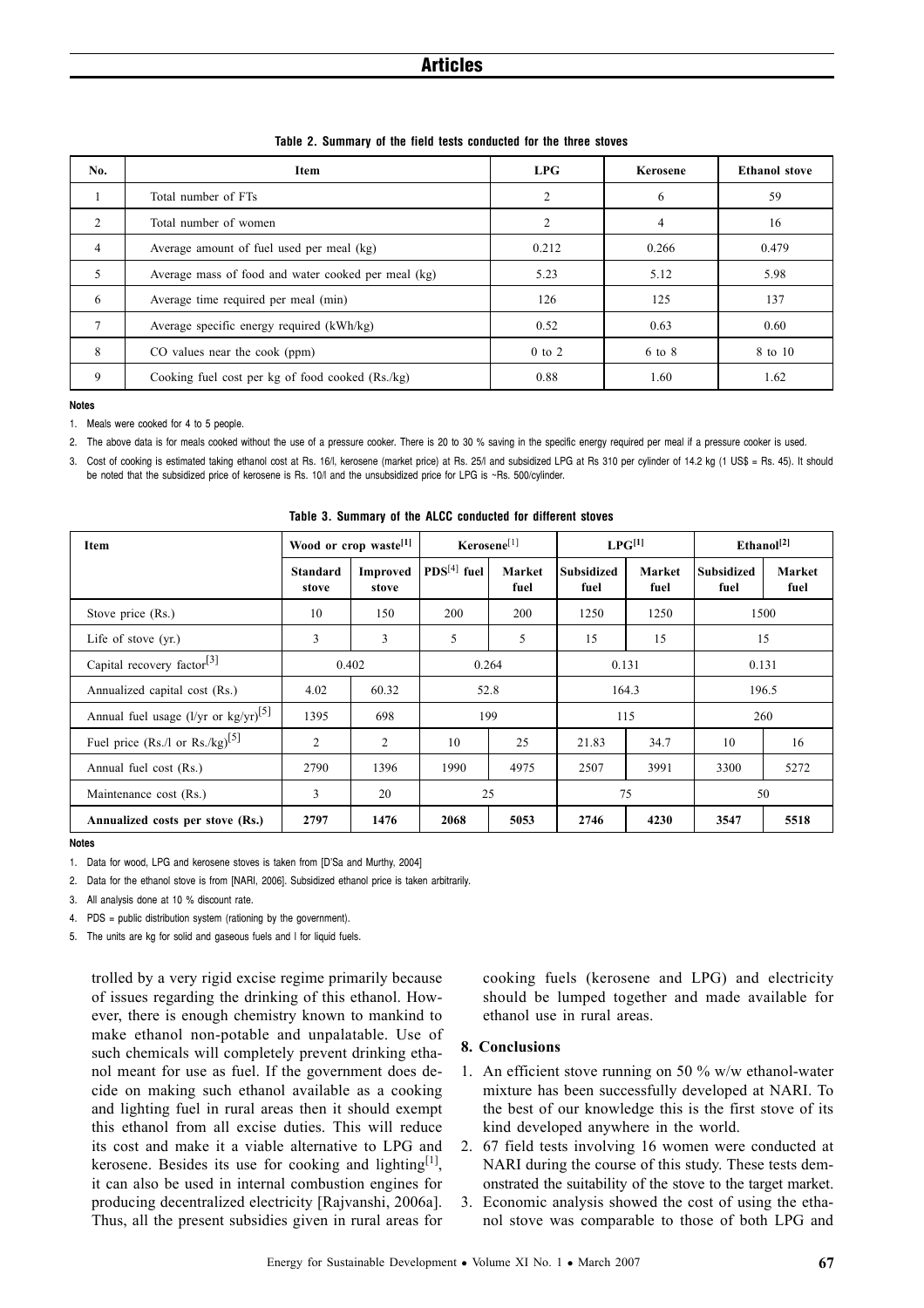**Table 2. Summary of the field tests conducted for the three stoves**

| No. | Item | LPG | Kerosene | Ethanol stove |
|---|---|---|---|---|
| 1 | Total number of FTs | 2 | 6 | 59 |
| 2 | Total number of women | 2 | 4 | 16 |
| 4 | Average amount of fuel used per meal (kg) | 0.212 | 0.266 | 0.479 |
| 5 | Average mass of food and water cooked per meal (kg) | 5.23 | 5.12 | 5.98 |
| 6 | Average time required per meal (min) | 126 | 125 | 137 |
| 7 | Average specific energy required (kWh/kg) | 0.52 | 0.63 | 0.60 |
| 8 | CO values near the cook (ppm) | 0 to 2 | 6 to 8 | 8 to 10 |
| 9 | Cooking fuel cost per kg of food cooked (Rs./kg) | 0.88 | 1.60 | 1.62 |

**Notes**

1. Meals were cooked for 4 to 5 people.
2. The above data is for meals cooked without the use of a pressure cooker. There is 20 to 30 % saving in the specific energy required per meal if a pressure cooker is used.
3. Cost of cooking is estimated taking ethanol cost at Rs. 16/l, kerosene (market price) at Rs. 25/l and subsidized LPG at Rs 310 per cylinder of 14.2 kg (1 US$ = Rs. 45). It should be noted that the subsidized price of kerosene is Rs. 10/l and the unsubsidized price for LPG is ~Rs. 500/cylinder.

**Table 3. Summary of the ALCC conducted for different stoves**

| Item | Wood or crop waste[1] | | Kerosene[1] | | LPG[1] | | Ethanol[2] | |
|---|---|---|---|---|---|---|---|---|
| | Standard stove | Improved stove | PDS[4] fuel | Market fuel | Subsidized fuel | Market fuel | Subsidized fuel | Market fuel |
| Stove price (Rs.) | 10 | 150 | 200 | 200 | 1250 | 1250 | 1500 | |
| Life of stove (yr.) | 3 | 3 | 5 | 5 | 15 | 15 | 15 | |
| Capital recovery factor[3] | 0.402 | | 0.264 | | 0.131 | | 0.131 | |
| Annualized capital cost (Rs.) | 4.02 | 60.32 | 52.8 | | 164.3 | | 196.5 | |
| Annual fuel usage (l/yr or kg/yr)[5] | 1395 | 698 | 199 | | 115 | | 260 | |
| Fuel price (Rs./l or Rs./kg)[5] | 2 | 2 | 10 | 25 | 21.83 | 34.7 | 10 | 16 |
| Annual fuel cost (Rs.) | 2790 | 1396 | 1990 | 4975 | 2507 | 3991 | 3300 | 5272 |
| Maintenance cost (Rs.) | 3 | 20 | 25 | | 75 | | 50 | |
| **Annualized costs per stove (Rs.)** | **2797** | **1476** | **2068** | **5053** | **2746** | **4230** | **3547** | **5518** |

**Notes**

1. Data for wood, LPG and kerosene stoves is taken from [D'Sa and Murthy, 2004]
2. Data for the ethanol stove is from [NARI, 2006]. Subsidized ethanol price is taken arbitrarily.
3. All analysis done at 10 % discount rate.
4. PDS = public distribution system (rationing by the government).
5. The units are kg for solid and gaseous fuels and l for liquid fuels.

trolled by a very rigid excise regime primarily because of issues regarding the drinking of this ethanol. However, there is enough chemistry known to mankind to make ethanol non-potable and unpalatable. Use of such chemicals will completely prevent drinking ethanol meant for use as fuel. If the government does decide on making such ethanol available as a cooking and lighting fuel in rural areas then it should exempt this ethanol from all excise duties. This will reduce its cost and make it a viable alternative to LPG and kerosene. Besides its use for cooking and lighting[1], it can also be used in internal combustion engines for producing decentralized electricity [Rajvanshi, 2006a]. Thus, all the present subsidies given in rural areas for cooking fuels (kerosene and LPG) and electricity should be lumped together and made available for ethanol use in rural areas.

## 8. Conclusions

1. An efficient stove running on 50 % w/w ethanol-water mixture has been successfully developed at NARI. To the best of our knowledge this is the first stove of its kind developed anywhere in the world.
2. 67 field tests involving 16 women were conducted at NARI during the course of this study. These tests demonstrated the suitability of the stove to the target market.
3. Economic analysis showed the cost of using the ethanol stove was comparable to those of both LPG and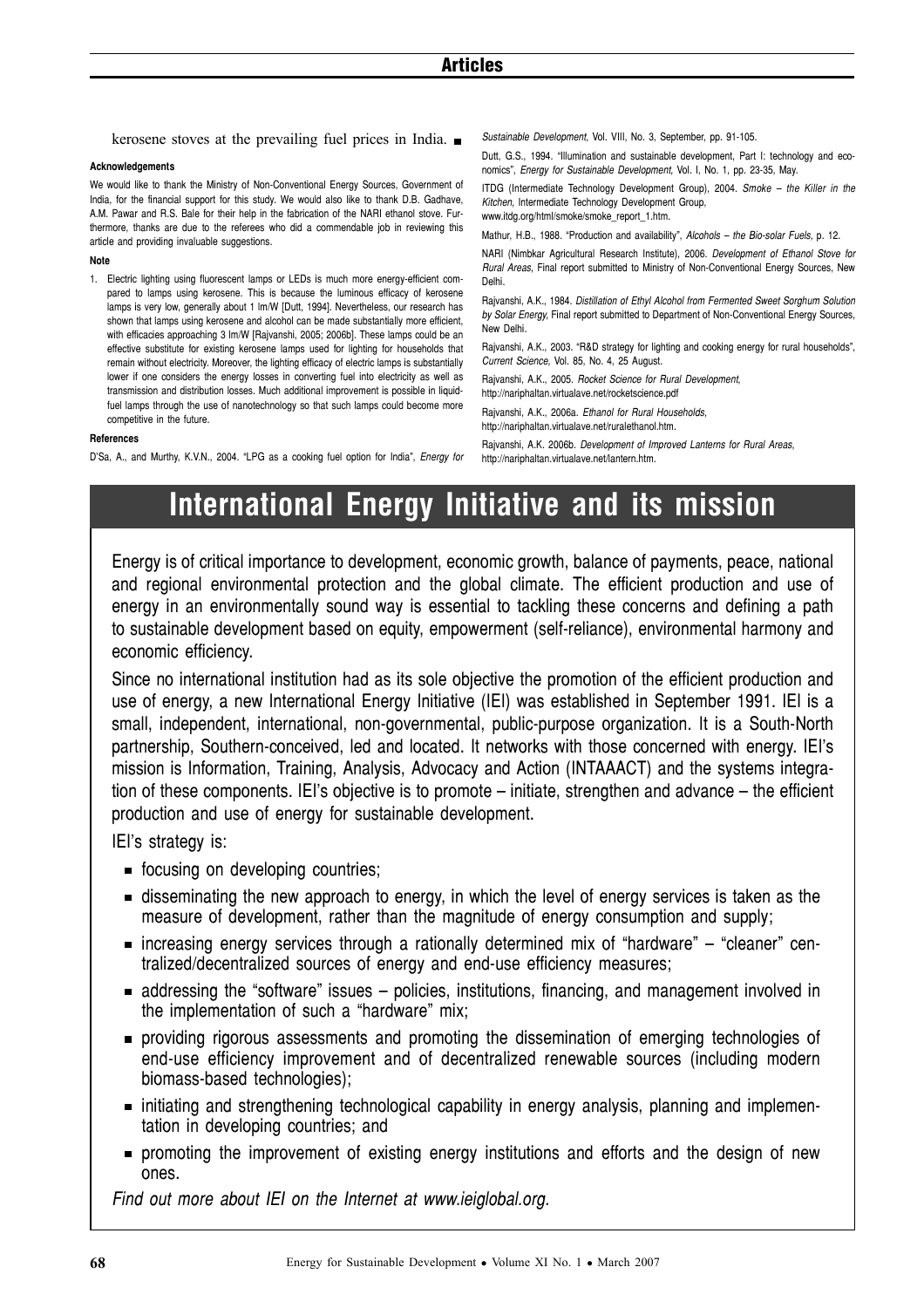kerosene stoves at the prevailing fuel prices in India. ■

#### Acknowledgements

We would like to thank the Ministry of Non-Conventional Energy Sources, Government of India, for the financial support for this study. We would also like to thank D.B. Gadhave, A.M. Pawar and R.S. Bale for their help in the fabrication of the NARI ethanol stove. Furthermore, thanks are due to the referees who did a commendable job in reviewing this article and providing invaluable suggestions.

#### Note

1. Electric lighting using fluorescent lamps or LEDs is much more energy-efficient compared to lamps using kerosene. This is because the luminous efficacy of kerosene lamps is very low, generally about 1 lm/W [Dutt, 1994]. Nevertheless, our research has shown that lamps using kerosene and alcohol can be made substantially more efficient, with efficacies approaching 3 lm/W [Rajvanshi, 2005; 2006b]. These lamps could be an effective substitute for existing kerosene lamps used for lighting for households that remain without electricity. Moreover, the lighting efficacy of electric lamps is substantially lower if one considers the energy losses in converting fuel into electricity as well as transmission and distribution losses. Much additional improvement is possible in liquid-fuel lamps through the use of nanotechnology so that such lamps could become more competitive in the future.

#### References

D'Sa, A., and Murthy, K.V.N., 2004. "LPG as a cooking fuel option for India", *Energy for Sustainable Development*, Vol. VIII, No. 3, September, pp. 91-105.

Dutt, G.S., 1994. "Illumination and sustainable development, Part I: technology and economics", *Energy for Sustainable Development*, Vol. I, No. 1, pp. 23-35, May.

ITDG (Intermediate Technology Development Group), 2004. *Smoke – the Killer in the Kitchen*, Intermediate Technology Development Group, www.itdg.org/html/smoke/smoke_report_1.htm.

Mathur, H.B., 1988. "Production and availability", *Alcohols – the Bio-solar Fuels*, p. 12.

NARI (Nimbkar Agricultural Research Institute), 2006. *Development of Ethanol Stove for Rural Areas*, Final report submitted to Ministry of Non-Conventional Energy Sources, New Delhi.

Rajvanshi, A.K., 1984. *Distillation of Ethyl Alcohol from Fermented Sweet Sorghum Solution by Solar Energy*, Final report submitted to Department of Non-Conventional Energy Sources, New Delhi.

Rajvanshi, A.K., 2003. "R&D strategy for lighting and cooking energy for rural households", *Current Science*, Vol. 85, No. 4, 25 August.

Rajvanshi, A.K., 2005. *Rocket Science for Rural Development*, http://nariphaltan.virtualave.net/rocketscience.pdf

Rajvanshi, A.K., 2006a. *Ethanol for Rural Households*, http://nariphaltan.virtualave.net/ruralethanol.htm.

Rajvanshi, A.K. 2006b. *Development of Improved Lanterns for Rural Areas*, http://nariphaltan.virtualave.net/lantern.htm.

# International Energy Initiative and its mission

Energy is of critical importance to development, economic growth, balance of payments, peace, national and regional environmental protection and the global climate. The efficient production and use of energy in an environmentally sound way is essential to tackling these concerns and defining a path to sustainable development based on equity, empowerment (self-reliance), environmental harmony and economic efficiency.

Since no international institution had as its sole objective the promotion of the efficient production and use of energy, a new International Energy Initiative (IEI) was established in September 1991. IEI is a small, independent, international, non-governmental, public-purpose organization. It is a South-North partnership, Southern-conceived, led and located. It networks with those concerned with energy. IEI's mission is Information, Training, Analysis, Advocacy and Action (INTAAACT) and the systems integration of these components. IEI's objective is to promote – initiate, strengthen and advance – the efficient production and use of energy for sustainable development.

IEI's strategy is:

- focusing on developing countries;
- disseminating the new approach to energy, in which the level of energy services is taken as the measure of development, rather than the magnitude of energy consumption and supply;
- increasing energy services through a rationally determined mix of "hardware" – "cleaner" centralized/decentralized sources of energy and end-use efficiency measures;
- addressing the "software" issues – policies, institutions, financing, and management involved in the implementation of such a "hardware" mix;
- providing rigorous assessments and promoting the dissemination of emerging technologies of end-use efficiency improvement and of decentralized renewable sources (including modern biomass-based technologies);
- initiating and strengthening technological capability in energy analysis, planning and implementation in developing countries; and
- promoting the improvement of existing energy institutions and efforts and the design of new ones.

*Find out more about IEI on the Internet at www.ieiglobal.org.*